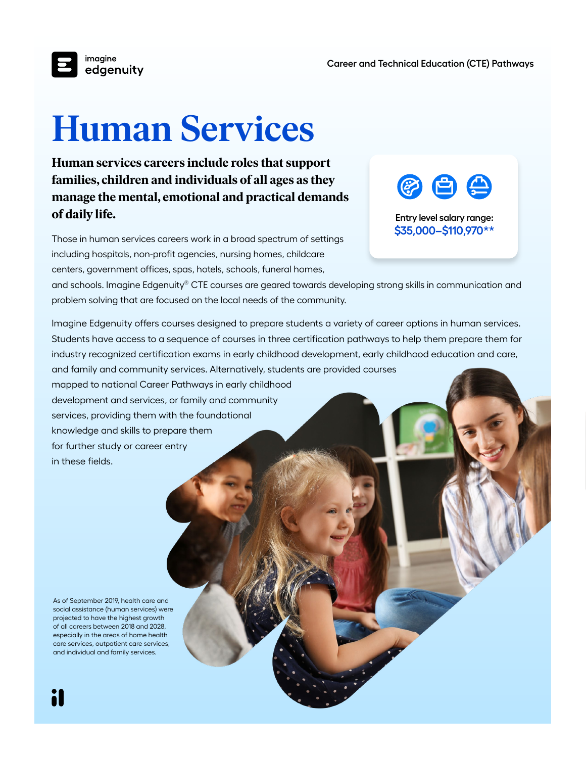# Human Services

**Human services careers include roles that support families, children and individuals of all ages as they manage the mental, emotional and practical demands of daily life.**

Entry level salary range:
**$35,000–$110,970****

Those in human services careers work in a broad spectrum of settings including hospitals, non-profit agencies, nursing homes, childcare centers, government offices, spas, hotels, schools, funeral homes, and schools. Imagine Edgenuity® CTE courses are geared towards developing strong skills in communication and problem solving that are focused on the local needs of the community.

Imagine Edgenuity offers courses designed to prepare students a variety of career options in human services. Students have access to a sequence of courses in three certification pathways to help them prepare them for industry recognized certification exams in early childhood development, early childhood education and care, and family and community services. Alternatively, students are provided courses mapped to national Career Pathways in early childhood development and services, or family and community services, providing them with the foundational knowledge and skills to prepare them for further study or career entry in these fields.

As of September 2019, health care and social assistance (human services) were projected to have the highest growth of all careers between 2018 and 2028, especially in the areas of home health care services, outpatient care services, and individual and family services.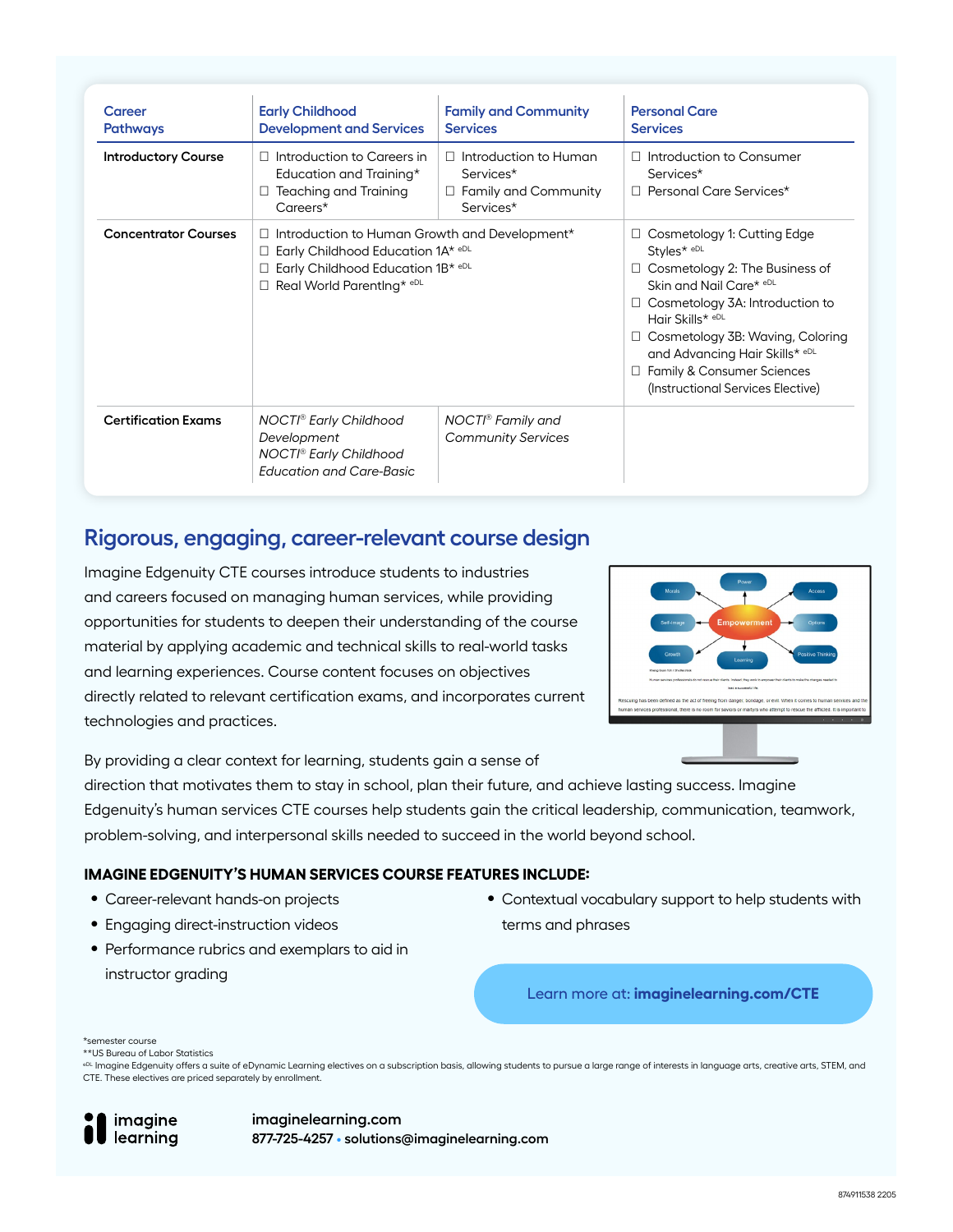| Career Pathways | Early Childhood Development and Services | Family and Community Services | Personal Care Services |
|---|---|---|---|
| **Introductory Course** | ☐ Introduction to Careers in Education and Training*<br>☐ Teaching and Training Careers* | ☐ Introduction to Human Services*<br>☐ Family and Community Services* | ☐ Introduction to Consumer Services*<br>☐ Personal Care Services* |
| **Concentrator Courses** | ☐ Introduction to Human Growth and Development*<br>☐ Early Childhood Education 1A* eDL<br>☐ Early Childhood Education 1B* eDL<br>☐ Real World Parenting* eDL | | ☐ Cosmetology 1: Cutting Edge Styles* eDL<br>☐ Cosmetology 2: The Business of Skin and Nail Care* eDL<br>☐ Cosmetology 3A: Introduction to Hair Skills* eDL<br>☐ Cosmetology 3B: Waving, Coloring and Advancing Hair Skills* eDL<br>☐ Family & Consumer Sciences (Instructional Services Elective) |
| **Certification Exams** | *NOCTI® Early Childhood Development*<br>*NOCTI® Early Childhood Education and Care-Basic* | *NOCTI® Family and Community Services* | |

## Rigorous, engaging, career-relevant course design

Imagine Edgenuity CTE courses introduce students to industries and careers focused on managing human services, while providing opportunities for students to deepen their understanding of the course material by applying academic and technical skills to real-world tasks and learning experiences. Course content focuses on objectives directly related to relevant certification exams, and incorporates current technologies and practices.

By providing a clear context for learning, students gain a sense of direction that motivates them to stay in school, plan their future, and achieve lasting success. Imagine Edgenuity's human services CTE courses help students gain the critical leadership, communication, teamwork, problem-solving, and interpersonal skills needed to succeed in the world beyond school.

### IMAGINE EDGENUITY'S HUMAN SERVICES COURSE FEATURES INCLUDE:

- Career-relevant hands-on projects
- Engaging direct-instruction videos
- Performance rubrics and exemplars to aid in instructor grading
- Contextual vocabulary support to help students with terms and phrases

Learn more at: **imaginelearning.com/CTE**

*semester course
**US Bureau of Labor Statistics
eDL Imagine Edgenuity offers a suite of eDynamic Learning electives on a subscription basis, allowing students to pursue a large range of interests in language arts, creative arts, STEM, and CTE. These electives are priced separately by enrollment.

imagine learning

**imaginelearning.com**
**877-725-4257 • solutions@imaginelearning.com**

874911538 2205